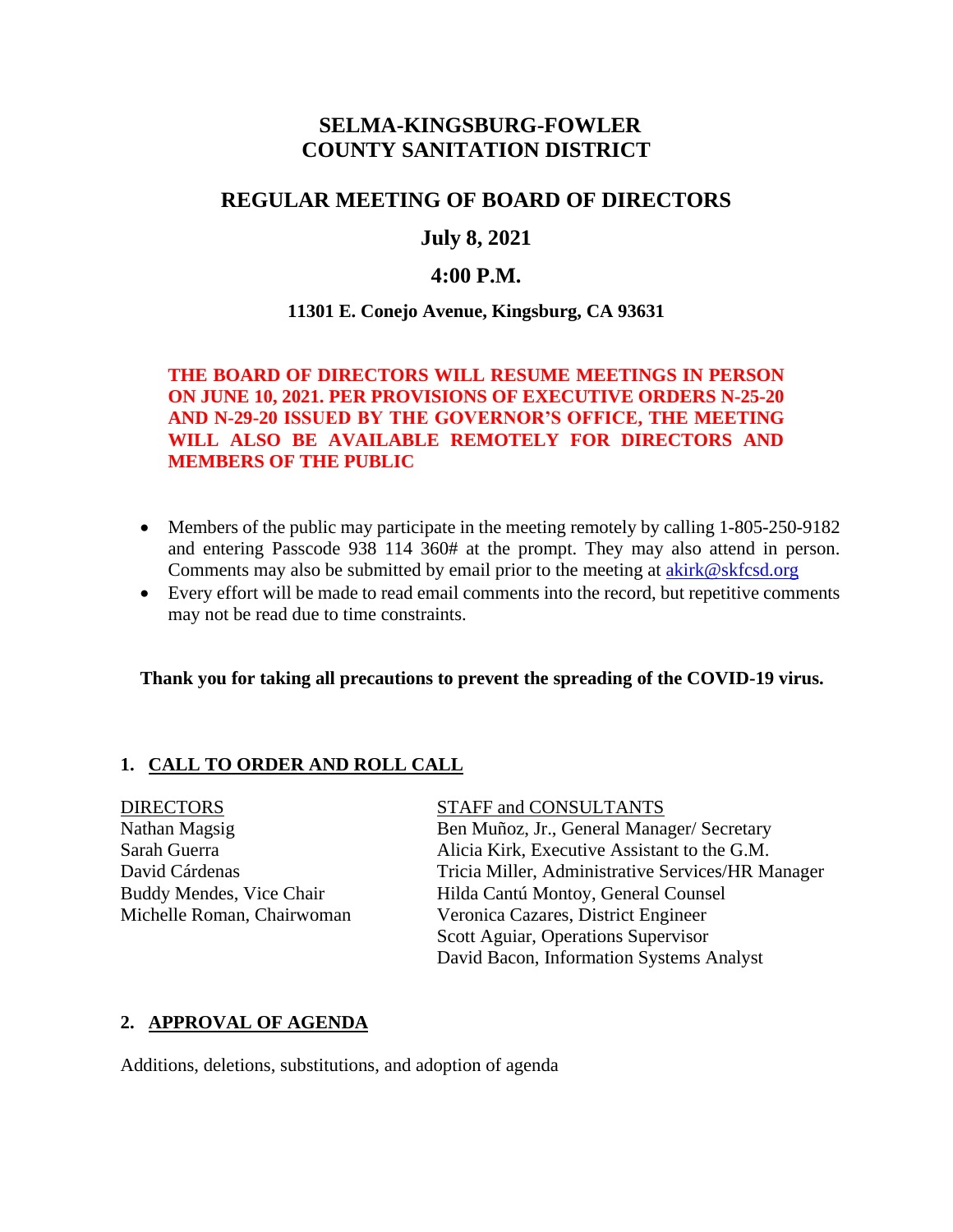# SELMA-KINGSBURG-FOWLER
# COUNTY SANITATION DISTRICT

## REGULAR MEETING OF BOARD OF DIRECTORS

## July 8, 2021

## 4:00 P.M.

**11301 E. Conejo Avenue, Kingsburg, CA 93631**

**THE BOARD OF DIRECTORS WILL RESUME MEETINGS IN PERSON ON JUNE 10, 2021. PER PROVISIONS OF EXECUTIVE ORDERS N-25-20 AND N-29-20 ISSUED BY THE GOVERNOR'S OFFICE, THE MEETING WILL ALSO BE AVAILABLE REMOTELY FOR DIRECTORS AND MEMBERS OF THE PUBLIC**

- Members of the public may participate in the meeting remotely by calling 1-805-250-9182 and entering Passcode 938 114 360# at the prompt. They may also attend in person. Comments may also be submitted by email prior to the meeting at akirk@skfcsd.org
- Every effort will be made to read email comments into the record, but repetitive comments may not be read due to time constraints.

**Thank you for taking all precautions to prevent the spreading of the COVID-19 virus.**

### 1. CALL TO ORDER AND ROLL CALL

DIRECTORS
Nathan Magsig
Sarah Guerra
David Cárdenas
Buddy Mendes, Vice Chair
Michelle Roman, Chairwoman

STAFF and CONSULTANTS
Ben Muñoz, Jr., General Manager/ Secretary
Alicia Kirk, Executive Assistant to the G.M.
Tricia Miller, Administrative Services/HR Manager
Hilda Cantú Montoy, General Counsel
Veronica Cazares, District Engineer
Scott Aguiar, Operations Supervisor
David Bacon, Information Systems Analyst

### 2. APPROVAL OF AGENDA

Additions, deletions, substitutions, and adoption of agenda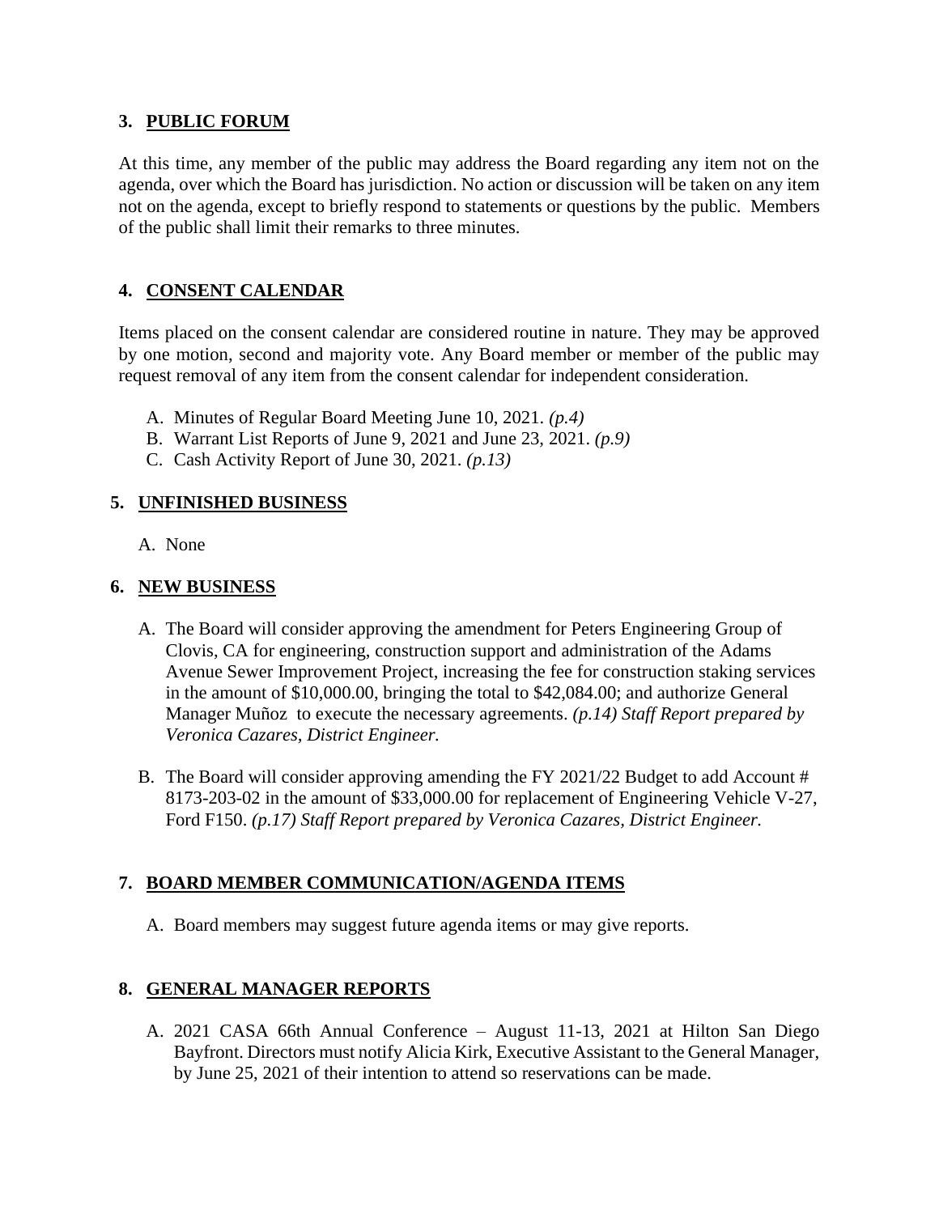## 3. PUBLIC FORUM

At this time, any member of the public may address the Board regarding any item not on the agenda, over which the Board has jurisdiction. No action or discussion will be taken on any item not on the agenda, except to briefly respond to statements or questions by the public. Members of the public shall limit their remarks to three minutes.

## 4. CONSENT CALENDAR

Items placed on the consent calendar are considered routine in nature. They may be approved by one motion, second and majority vote. Any Board member or member of the public may request removal of any item from the consent calendar for independent consideration.

A. Minutes of Regular Board Meeting June 10, 2021. *(p.4)*
B. Warrant List Reports of June 9, 2021 and June 23, 2021. *(p.9)*
C. Cash Activity Report of June 30, 2021. *(p.13)*

## 5. UNFINISHED BUSINESS

A. None

## 6. NEW BUSINESS

A. The Board will consider approving the amendment for Peters Engineering Group of Clovis, CA for engineering, construction support and administration of the Adams Avenue Sewer Improvement Project, increasing the fee for construction staking services in the amount of $10,000.00, bringing the total to $42,084.00; and authorize General Manager Muñoz to execute the necessary agreements. *(p.14) Staff Report prepared by Veronica Cazares, District Engineer.*

B. The Board will consider approving amending the FY 2021/22 Budget to add Account # 8173-203-02 in the amount of $33,000.00 for replacement of Engineering Vehicle V-27, Ford F150. *(p.17) Staff Report prepared by Veronica Cazares, District Engineer.*

## 7. BOARD MEMBER COMMUNICATION/AGENDA ITEMS

A. Board members may suggest future agenda items or may give reports.

## 8. GENERAL MANAGER REPORTS

A. 2021 CASA 66th Annual Conference – August 11-13, 2021 at Hilton San Diego Bayfront. Directors must notify Alicia Kirk, Executive Assistant to the General Manager, by June 25, 2021 of their intention to attend so reservations can be made.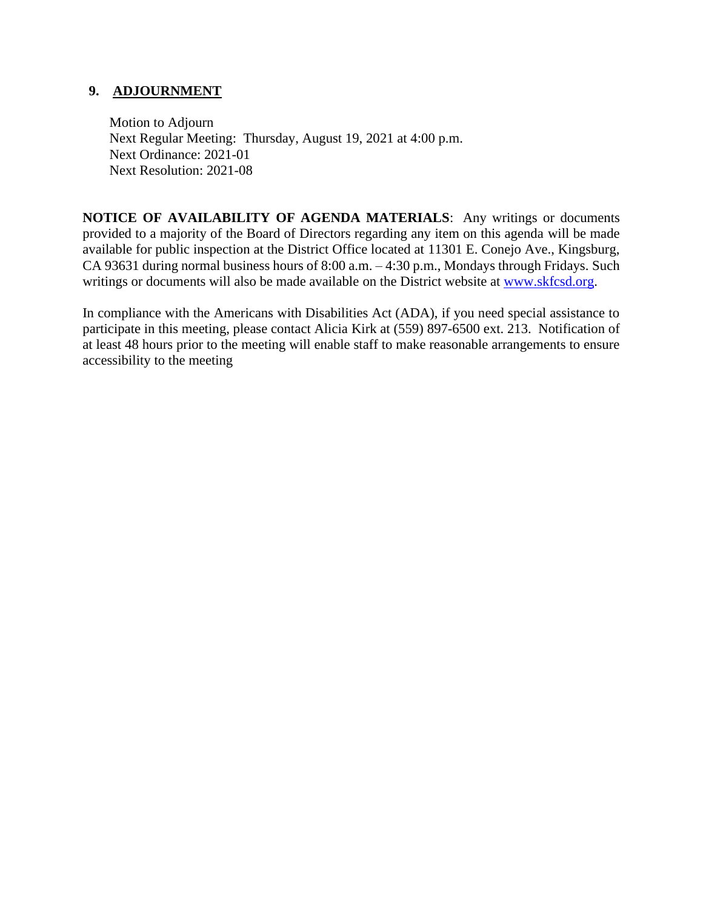## 9. ADJOURNMENT

Motion to Adjourn
Next Regular Meeting: Thursday, August 19, 2021 at 4:00 p.m.
Next Ordinance: 2021-01
Next Resolution: 2021-08

**NOTICE OF AVAILABILITY OF AGENDA MATERIALS**: Any writings or documents provided to a majority of the Board of Directors regarding any item on this agenda will be made available for public inspection at the District Office located at 11301 E. Conejo Ave., Kingsburg, CA 93631 during normal business hours of 8:00 a.m. – 4:30 p.m., Mondays through Fridays. Such writings or documents will also be made available on the District website at www.skfcsd.org.

In compliance with the Americans with Disabilities Act (ADA), if you need special assistance to participate in this meeting, please contact Alicia Kirk at (559) 897-6500 ext. 213. Notification of at least 48 hours prior to the meeting will enable staff to make reasonable arrangements to ensure accessibility to the meeting